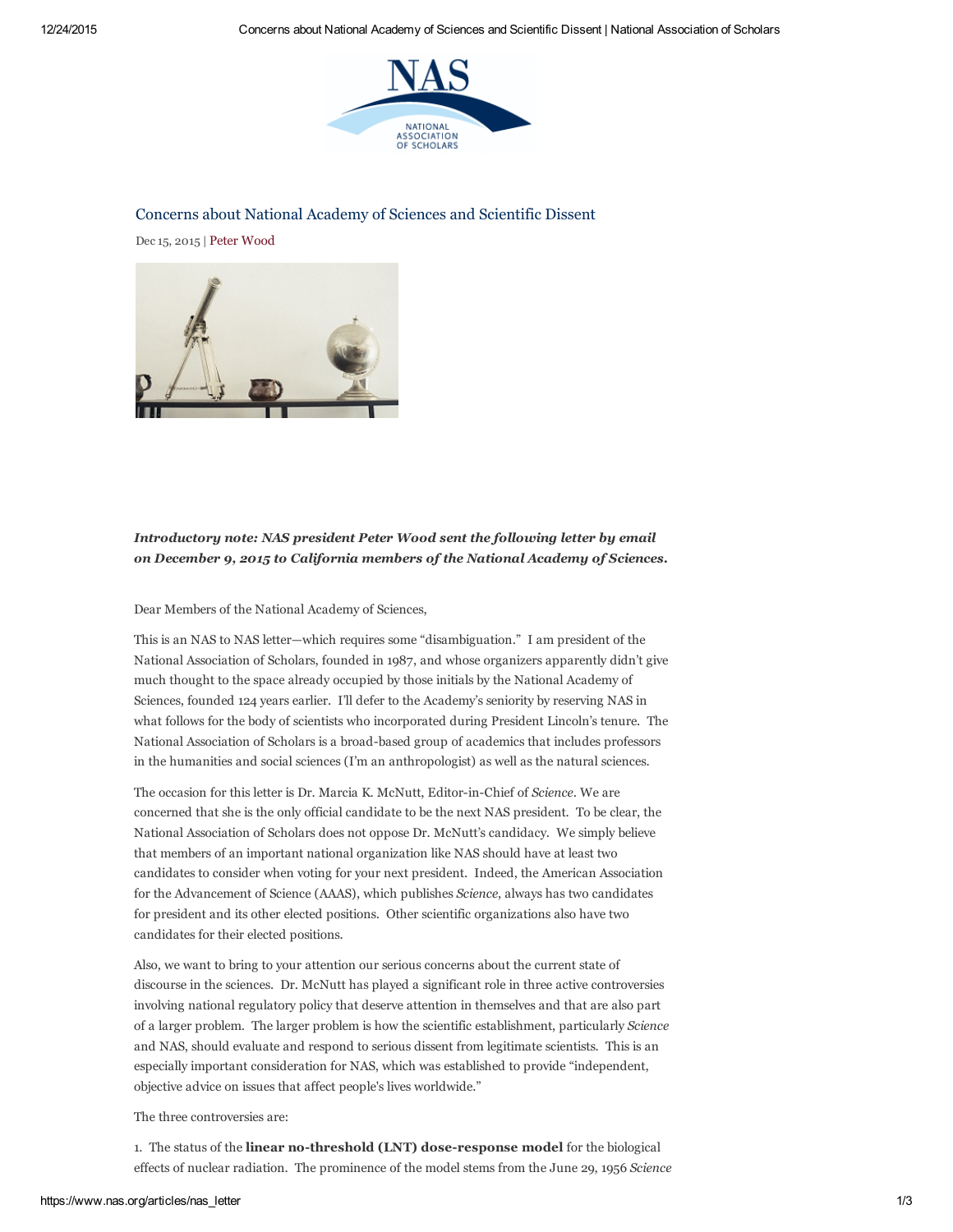# Concerns about National Academy of Sciences and Scientific Dissent

Dec 15, 2015 | Peter Wood

***Introductory note: NAS president Peter Wood sent the following letter by email on December 9, 2015 to California members of the National Academy of Sciences.***

Dear Members of the National Academy of Sciences,

This is an NAS to NAS letter—which requires some "disambiguation." I am president of the National Association of Scholars, founded in 1987, and whose organizers apparently didn't give much thought to the space already occupied by those initials by the National Academy of Sciences, founded 124 years earlier. I'll defer to the Academy's seniority by reserving NAS in what follows for the body of scientists who incorporated during President Lincoln's tenure. The National Association of Scholars is a broad-based group of academics that includes professors in the humanities and social sciences (I'm an anthropologist) as well as the natural sciences.

The occasion for this letter is Dr. Marcia K. McNutt, Editor-in-Chief of *Science*. We are concerned that she is the only official candidate to be the next NAS president. To be clear, the National Association of Scholars does not oppose Dr. McNutt's candidacy. We simply believe that members of an important national organization like NAS should have at least two candidates to consider when voting for your next president. Indeed, the American Association for the Advancement of Science (AAAS), which publishes *Science*, always has two candidates for president and its other elected positions. Other scientific organizations also have two candidates for their elected positions.

Also, we want to bring to your attention our serious concerns about the current state of discourse in the sciences. Dr. McNutt has played a significant role in three active controversies involving national regulatory policy that deserve attention in themselves and that are also part of a larger problem. The larger problem is how the scientific establishment, particularly *Science* and NAS, should evaluate and respond to serious dissent from legitimate scientists. This is an especially important consideration for NAS, which was established to provide "independent, objective advice on issues that affect people's lives worldwide."

The three controversies are:

1. The status of the **linear no-threshold (LNT) dose-response model** for the biological effects of nuclear radiation. The prominence of the model stems from the June 29, 1956 *Science*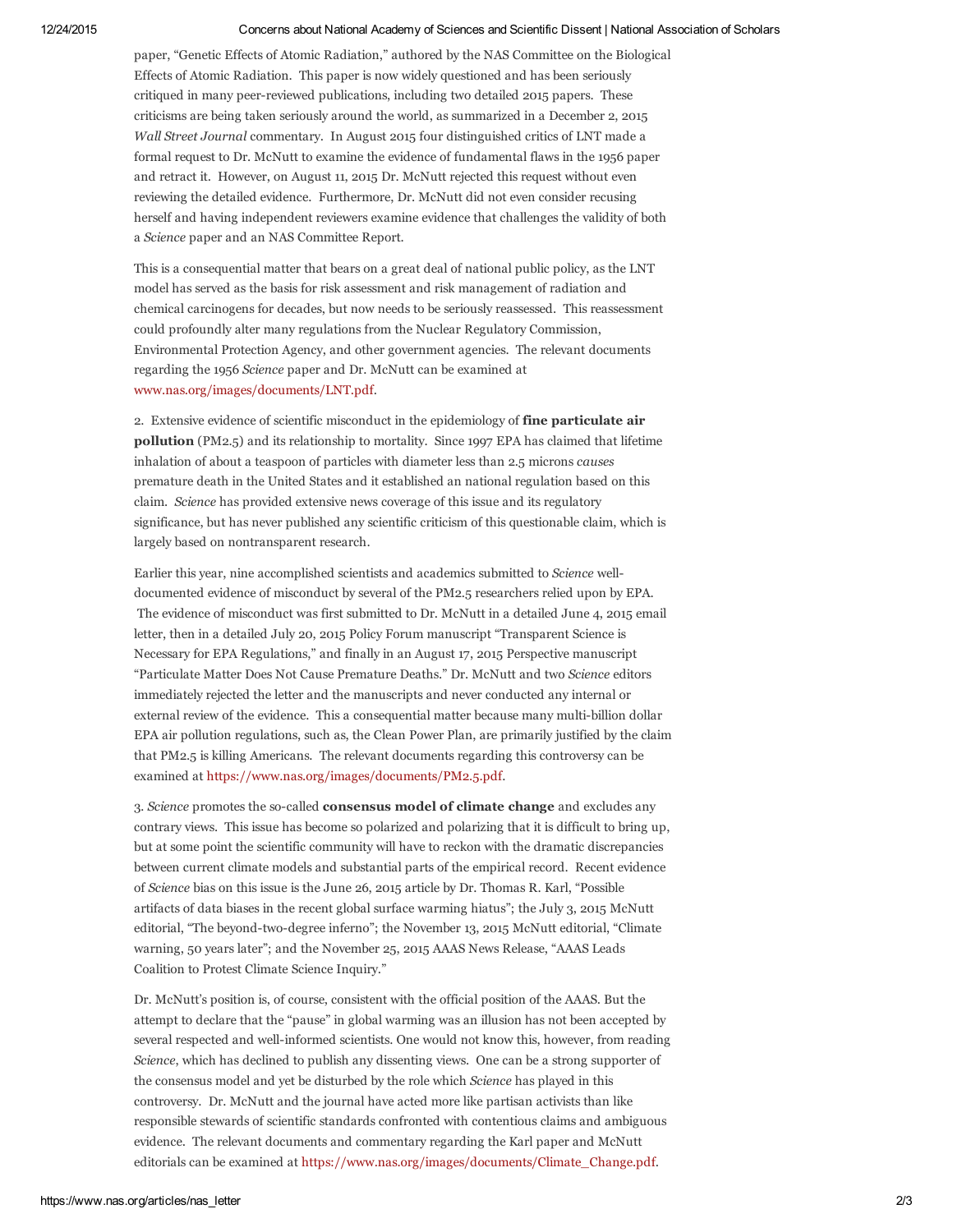paper, "Genetic Effects of Atomic Radiation," authored by the NAS Committee on the Biological Effects of Atomic Radiation. This paper is now widely questioned and has been seriously critiqued in many peer-reviewed publications, including two detailed 2015 papers. These criticisms are being taken seriously around the world, as summarized in a December 2, 2015 *Wall Street Journal* commentary. In August 2015 four distinguished critics of LNT made a formal request to Dr. McNutt to examine the evidence of fundamental flaws in the 1956 paper and retract it. However, on August 11, 2015 Dr. McNutt rejected this request without even reviewing the detailed evidence. Furthermore, Dr. McNutt did not even consider recusing herself and having independent reviewers examine evidence that challenges the validity of both a *Science* paper and an NAS Committee Report.

This is a consequential matter that bears on a great deal of national public policy, as the LNT model has served as the basis for risk assessment and risk management of radiation and chemical carcinogens for decades, but now needs to be seriously reassessed. This reassessment could profoundly alter many regulations from the Nuclear Regulatory Commission, Environmental Protection Agency, and other government agencies. The relevant documents regarding the 1956 *Science* paper and Dr. McNutt can be examined at www.nas.org/images/documents/LNT.pdf.

2. Extensive evidence of scientific misconduct in the epidemiology of **fine particulate air pollution** (PM2.5) and its relationship to mortality. Since 1997 EPA has claimed that lifetime inhalation of about a teaspoon of particles with diameter less than 2.5 microns *causes* premature death in the United States and it established an national regulation based on this claim. *Science* has provided extensive news coverage of this issue and its regulatory significance, but has never published any scientific criticism of this questionable claim, which is largely based on nontransparent research.

Earlier this year, nine accomplished scientists and academics submitted to *Science* well-documented evidence of misconduct by several of the PM2.5 researchers relied upon by EPA. The evidence of misconduct was first submitted to Dr. McNutt in a detailed June 4, 2015 email letter, then in a detailed July 20, 2015 Policy Forum manuscript "Transparent Science is Necessary for EPA Regulations," and finally in an August 17, 2015 Perspective manuscript "Particulate Matter Does Not Cause Premature Deaths." Dr. McNutt and two *Science* editors immediately rejected the letter and the manuscripts and never conducted any internal or external review of the evidence. This a consequential matter because many multi-billion dollar EPA air pollution regulations, such as, the Clean Power Plan, are primarily justified by the claim that PM2.5 is killing Americans. The relevant documents regarding this controversy can be examined at https://www.nas.org/images/documents/PM2.5.pdf.

3. *Science* promotes the so-called **consensus model of climate change** and excludes any contrary views. This issue has become so polarized and polarizing that it is difficult to bring up, but at some point the scientific community will have to reckon with the dramatic discrepancies between current climate models and substantial parts of the empirical record. Recent evidence of *Science* bias on this issue is the June 26, 2015 article by Dr. Thomas R. Karl, "Possible artifacts of data biases in the recent global surface warming hiatus"; the July 3, 2015 McNutt editorial, "The beyond-two-degree inferno"; the November 13, 2015 McNutt editorial, "Climate warning, 50 years later"; and the November 25, 2015 AAAS News Release, "AAAS Leads Coalition to Protest Climate Science Inquiry."

Dr. McNutt's position is, of course, consistent with the official position of the AAAS. But the attempt to declare that the "pause" in global warming was an illusion has not been accepted by several respected and well-informed scientists. One would not know this, however, from reading *Science*, which has declined to publish any dissenting views. One can be a strong supporter of the consensus model and yet be disturbed by the role which *Science* has played in this controversy. Dr. McNutt and the journal have acted more like partisan activists than like responsible stewards of scientific standards confronted with contentious claims and ambiguous evidence. The relevant documents and commentary regarding the Karl paper and McNutt editorials can be examined at https://www.nas.org/images/documents/Climate_Change.pdf.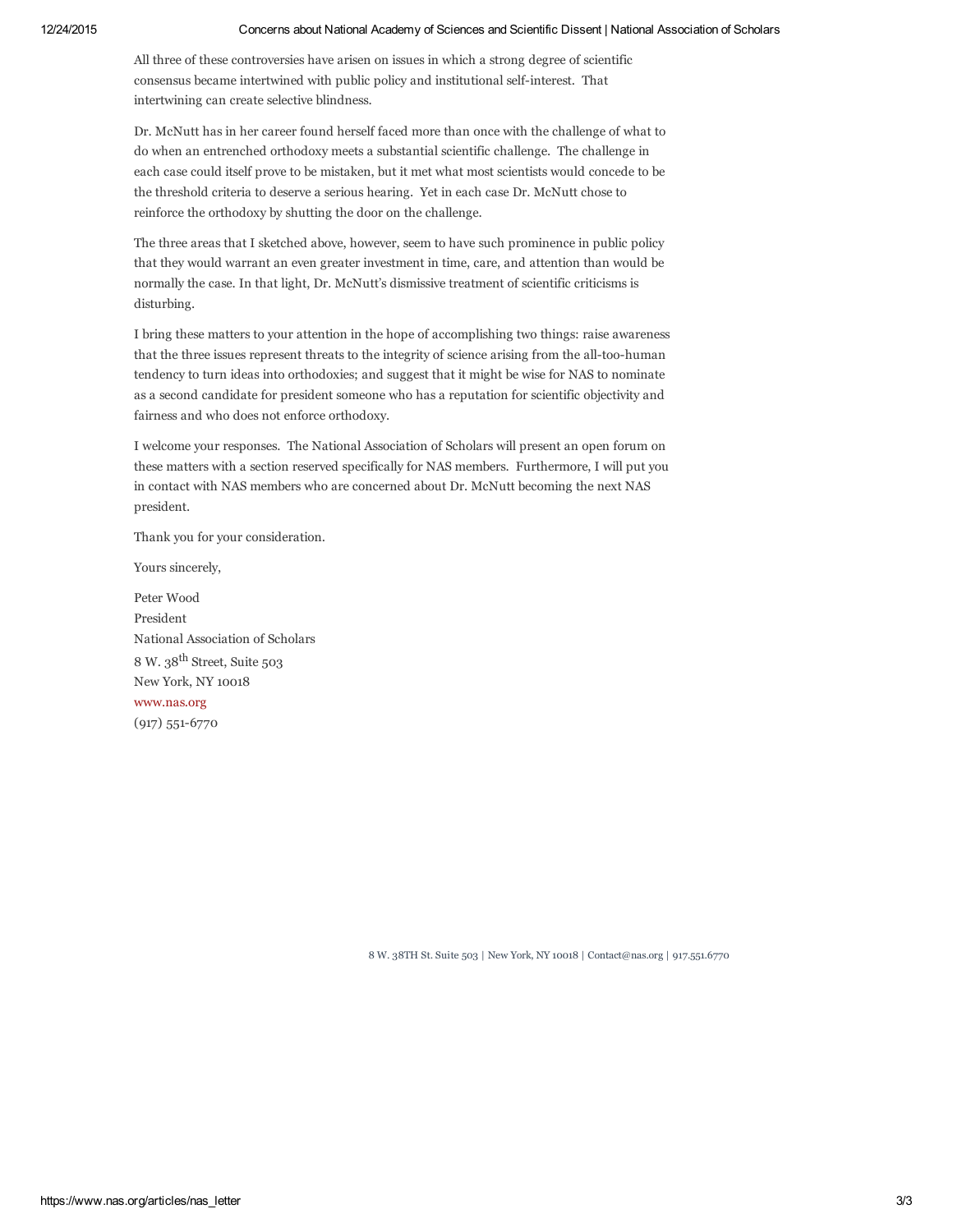All three of these controversies have arisen on issues in which a strong degree of scientific consensus became intertwined with public policy and institutional self-interest. That intertwining can create selective blindness.

Dr. McNutt has in her career found herself faced more than once with the challenge of what to do when an entrenched orthodoxy meets a substantial scientific challenge. The challenge in each case could itself prove to be mistaken, but it met what most scientists would concede to be the threshold criteria to deserve a serious hearing. Yet in each case Dr. McNutt chose to reinforce the orthodoxy by shutting the door on the challenge.

The three areas that I sketched above, however, seem to have such prominence in public policy that they would warrant an even greater investment in time, care, and attention than would be normally the case. In that light, Dr. McNutt's dismissive treatment of scientific criticisms is disturbing.

I bring these matters to your attention in the hope of accomplishing two things: raise awareness that the three issues represent threats to the integrity of science arising from the all-too-human tendency to turn ideas into orthodoxies; and suggest that it might be wise for NAS to nominate as a second candidate for president someone who has a reputation for scientific objectivity and fairness and who does not enforce orthodoxy.

I welcome your responses. The National Association of Scholars will present an open forum on these matters with a section reserved specifically for NAS members. Furthermore, I will put you in contact with NAS members who are concerned about Dr. McNutt becoming the next NAS president.

Thank you for your consideration.

Yours sincerely,

Peter Wood
President
National Association of Scholars
8 W. 38th Street, Suite 503
New York, NY 10018
www.nas.org
(917) 551-6770

8 W. 38TH St. Suite 503 | New York, NY 10018 | Contact@nas.org | 917.551.6770